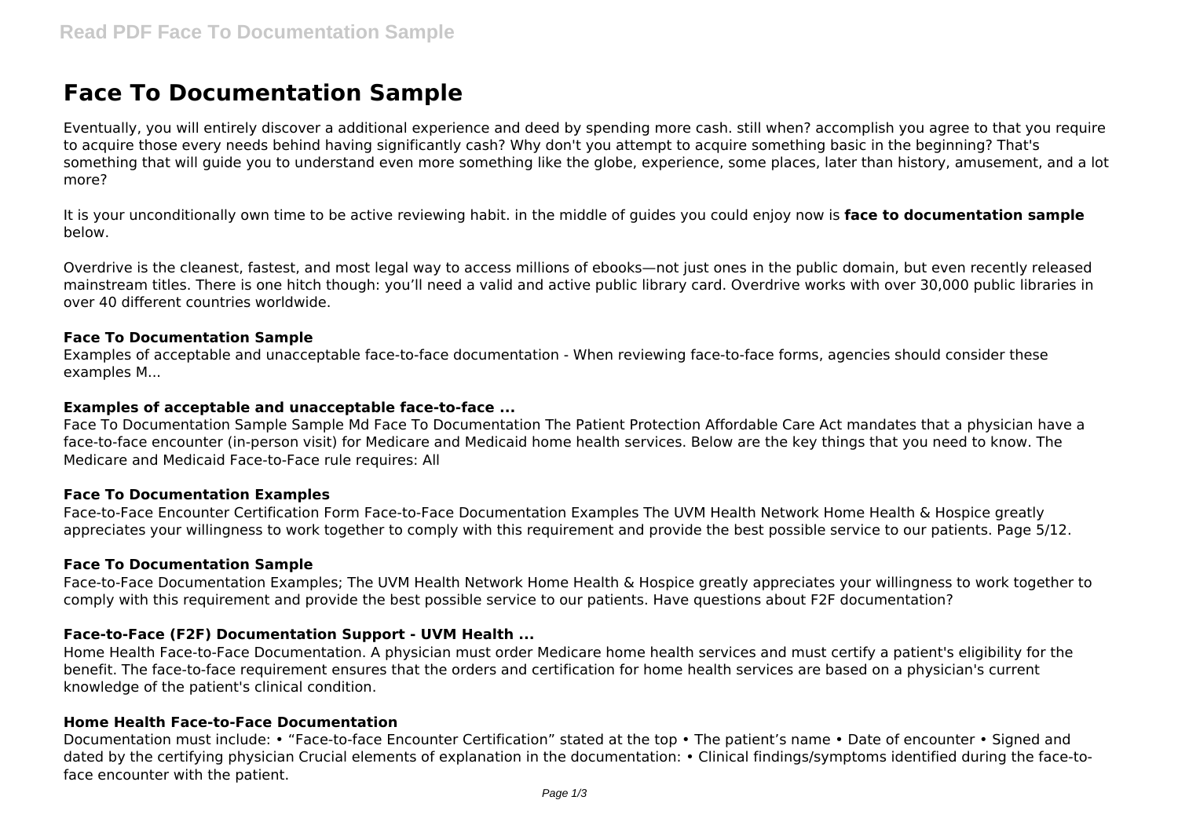# Face To Documentation Sample

Eventually, you will entirely discover a additional experience and deed by spending more cash. still when? accomplish you agree to that you require to acquire those every needs behind having significantly cash? Why don't you attempt to acquire something basic in the beginning? That's something that will guide you to understand even more something like the globe, experience, some places, later than history, amusement, and a lot more?

It is your unconditionally own time to be active reviewing habit. in the middle of guides you could enjoy now is **face to documentation sample** below.

Overdrive is the cleanest, fastest, and most legal way to access millions of ebooks—not just ones in the public domain, but even recently released mainstream titles. There is one hitch though: you'll need a valid and active public library card. Overdrive works with over 30,000 public libraries in over 40 different countries worldwide.

### Face To Documentation Sample

Examples of acceptable and unacceptable face-to-face documentation - When reviewing face-to-face forms, agencies should consider these examples M...

### Examples of acceptable and unacceptable face-to-face ...

Face To Documentation Sample Sample Md Face To Documentation The Patient Protection Affordable Care Act mandates that a physician have a face-to-face encounter (in-person visit) for Medicare and Medicaid home health services. Below are the key things that you need to know. The Medicare and Medicaid Face-to-Face rule requires: All

### Face To Documentation Examples

Face-to-Face Encounter Certification Form Face-to-Face Documentation Examples The UVM Health Network Home Health & Hospice greatly appreciates your willingness to work together to comply with this requirement and provide the best possible service to our patients. Page 5/12.

### Face To Documentation Sample

Face-to-Face Documentation Examples; The UVM Health Network Home Health & Hospice greatly appreciates your willingness to work together to comply with this requirement and provide the best possible service to our patients. Have questions about F2F documentation?

### Face-to-Face (F2F) Documentation Support - UVM Health ...

Home Health Face-to-Face Documentation. A physician must order Medicare home health services and must certify a patient's eligibility for the benefit. The face-to-face requirement ensures that the orders and certification for home health services are based on a physician's current knowledge of the patient's clinical condition.

### Home Health Face-to-Face Documentation

Documentation must include: • "Face-to-face Encounter Certification" stated at the top • The patient's name • Date of encounter • Signed and dated by the certifying physician Crucial elements of explanation in the documentation: • Clinical findings/symptoms identified during the face-to-face encounter with the patient.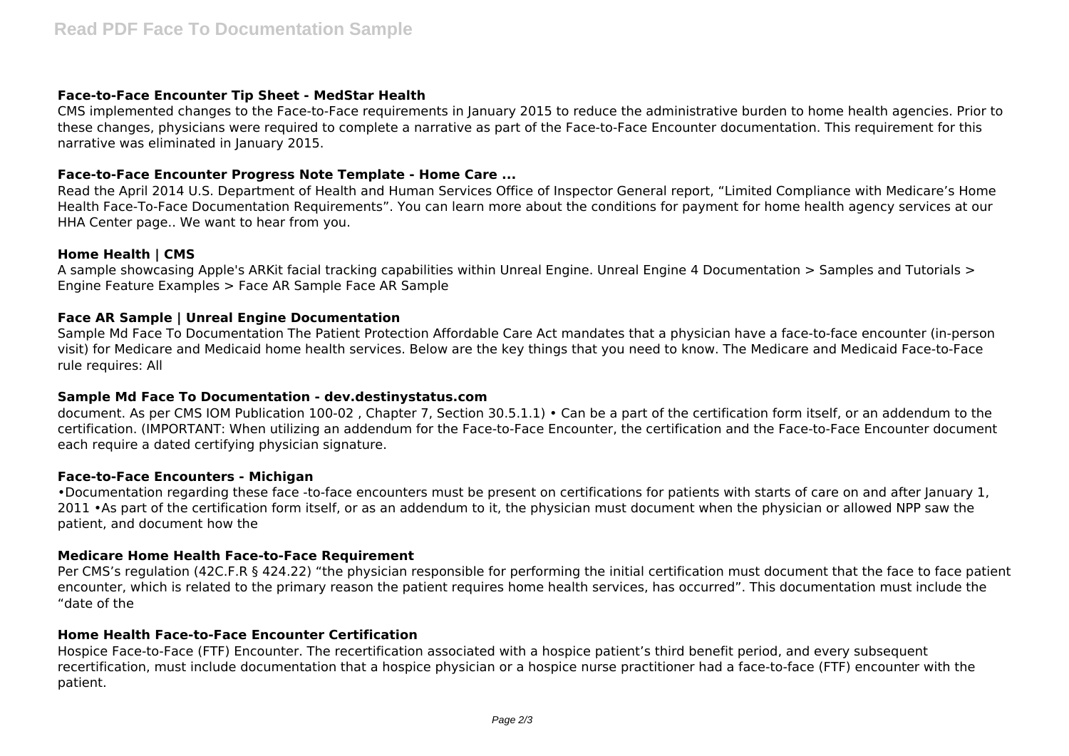### Face-to-Face Encounter Tip Sheet - MedStar Health

CMS implemented changes to the Face-to-Face requirements in January 2015 to reduce the administrative burden to home health agencies. Prior to these changes, physicians were required to complete a narrative as part of the Face-to-Face Encounter documentation. This requirement for this narrative was eliminated in January 2015.

### Face-to-Face Encounter Progress Note Template - Home Care ...

Read the April 2014 U.S. Department of Health and Human Services Office of Inspector General report, "Limited Compliance with Medicare's Home Health Face-To-Face Documentation Requirements". You can learn more about the conditions for payment for home health agency services at our HHA Center page.. We want to hear from you.

### Home Health | CMS

A sample showcasing Apple's ARKit facial tracking capabilities within Unreal Engine. Unreal Engine 4 Documentation > Samples and Tutorials > Engine Feature Examples > Face AR Sample Face AR Sample

### Face AR Sample | Unreal Engine Documentation

Sample Md Face To Documentation The Patient Protection Affordable Care Act mandates that a physician have a face-to-face encounter (in-person visit) for Medicare and Medicaid home health services. Below are the key things that you need to know. The Medicare and Medicaid Face-to-Face rule requires: All

### Sample Md Face To Documentation - dev.destinystatus.com

document. As per CMS IOM Publication 100-02 , Chapter 7, Section 30.5.1.1) • Can be a part of the certification form itself, or an addendum to the certification. (IMPORTANT: When utilizing an addendum for the Face-to-Face Encounter, the certification and the Face-to-Face Encounter document each require a dated certifying physician signature.

### Face-to-Face Encounters - Michigan

•Documentation regarding these face -to-face encounters must be present on certifications for patients with starts of care on and after January 1, 2011 •As part of the certification form itself, or as an addendum to it, the physician must document when the physician or allowed NPP saw the patient, and document how the

### Medicare Home Health Face-to-Face Requirement

Per CMS's regulation (42C.F.R § 424.22) "the physician responsible for performing the initial certification must document that the face to face patient encounter, which is related to the primary reason the patient requires home health services, has occurred". This documentation must include the "date of the

### Home Health Face-to-Face Encounter Certification

Hospice Face-to-Face (FTF) Encounter. The recertification associated with a hospice patient's third benefit period, and every subsequent recertification, must include documentation that a hospice physician or a hospice nurse practitioner had a face-to-face (FTF) encounter with the patient.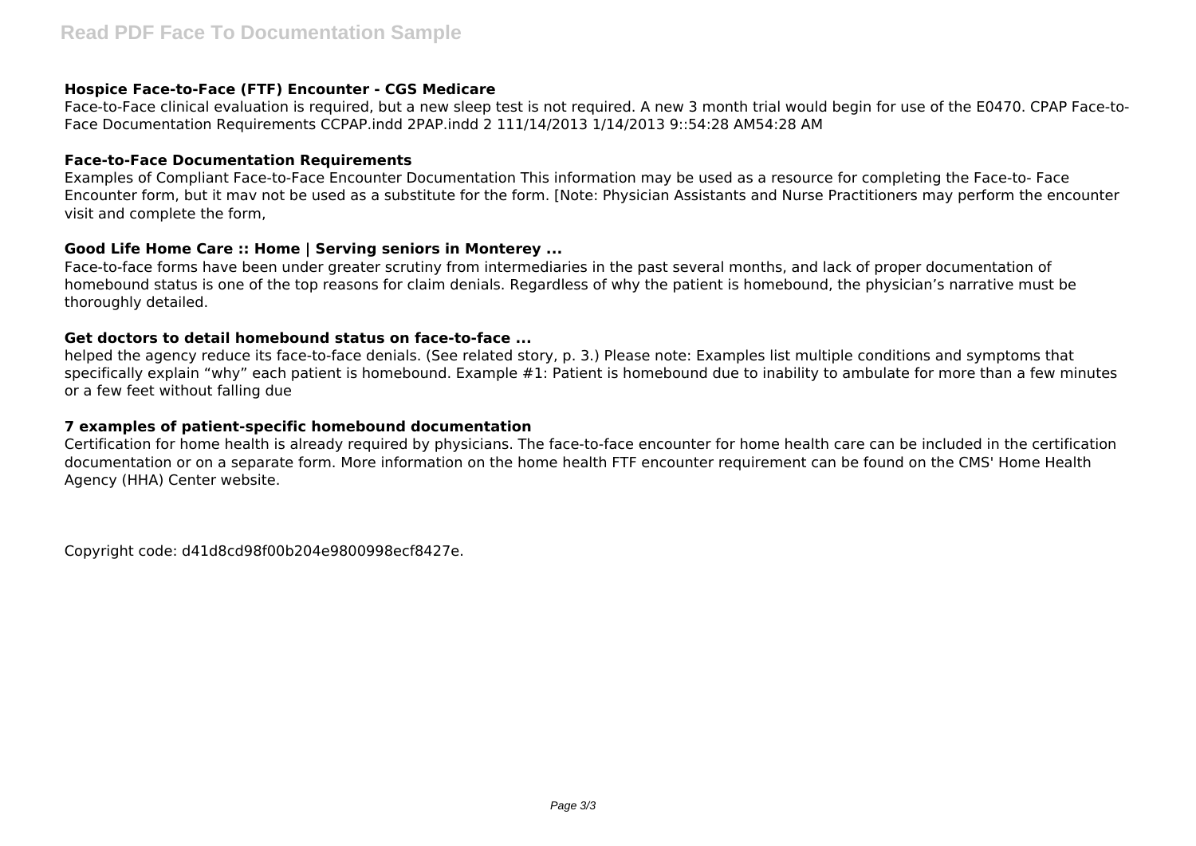### Hospice Face-to-Face (FTF) Encounter - CGS Medicare

Face-to-Face clinical evaluation is required, but a new sleep test is not required. A new 3 month trial would begin for use of the E0470. CPAP Face-to-Face Documentation Requirements CCPAP.indd 2PAP.indd 2 111/14/2013 1/14/2013 9::54:28 AM54:28 AM

### Face-to-Face Documentation Requirements

Examples of Compliant Face-to-Face Encounter Documentation This information may be used as a resource for completing the Face-to- Face Encounter form, but it mav not be used as a substitute for the form. [Note: Physician Assistants and Nurse Practitioners may perform the encounter visit and complete the form,

### Good Life Home Care :: Home | Serving seniors in Monterey ...

Face-to-face forms have been under greater scrutiny from intermediaries in the past several months, and lack of proper documentation of homebound status is one of the top reasons for claim denials. Regardless of why the patient is homebound, the physician's narrative must be thoroughly detailed.

### Get doctors to detail homebound status on face-to-face ...

helped the agency reduce its face-to-face denials. (See related story, p. 3.) Please note: Examples list multiple conditions and symptoms that specifically explain "why" each patient is homebound. Example #1: Patient is homebound due to inability to ambulate for more than a few minutes or a few feet without falling due

### 7 examples of patient-specific homebound documentation

Certification for home health is already required by physicians. The face-to-face encounter for home health care can be included in the certification documentation or on a separate form. More information on the home health FTF encounter requirement can be found on the CMS' Home Health Agency (HHA) Center website.

Copyright code: d41d8cd98f00b204e9800998ecf8427e.